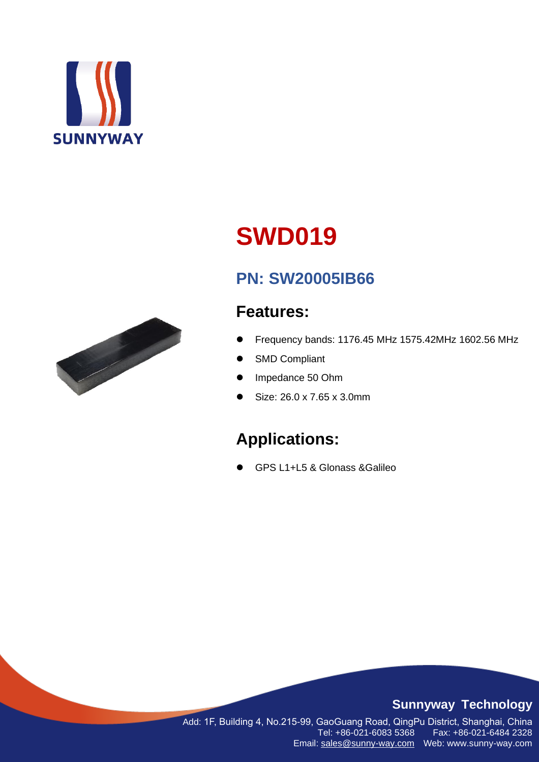SUNNYWAY

# SWD019

## PN: SW20005IB66

## Features:

- Frequency bands: 1176.45 MHz 1575.42MHz 1602.56 MHz
- SMD Compliant
- Impedance 50 Ohm
- Size: 26.0 x 7.65 x 3.0mm

## Applications:

- GPS L1+L5 & Glonass &Galileo

**Sunnyway Technology**

Add: 1F, Building 4, No.215-99, GaoGuang Road, QingPu District, Shanghai, China
Tel: +86-021-6083 5368 Fax: +86-021-6484 2328
Email: sales@sunny-way.com Web: www.sunny-way.com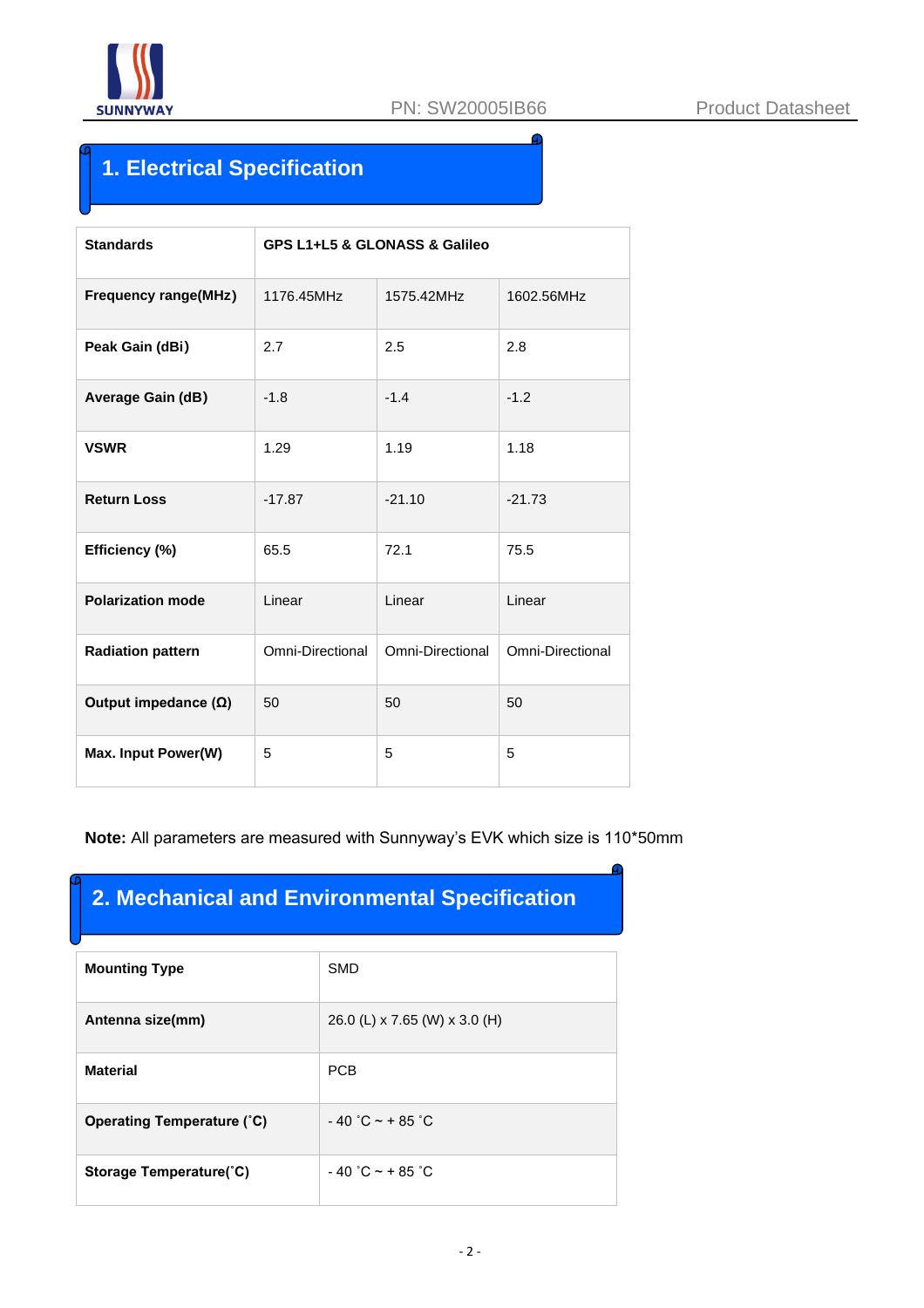## 1. Electrical Specification

| | | | |
|---|---|---|---|
| **Standards** | **GPS L1+L5 & GLONASS & Galileo** | | |
| **Frequency range(MHz)** | 1176.45MHz | 1575.42MHz | 1602.56MHz |
| **Peak Gain (dBi)** | 2.7 | 2.5 | 2.8 |
| **Average Gain (dB)** | -1.8 | -1.4 | -1.2 |
| **VSWR** | 1.29 | 1.19 | 1.18 |
| **Return Loss** | -17.87 | -21.10 | -21.73 |
| **Efficiency (%)** | 65.5 | 72.1 | 75.5 |
| **Polarization mode** | Linear | Linear | Linear |
| **Radiation pattern** | Omni-Directional | Omni-Directional | Omni-Directional |
| **Output impedance (Ω)** | 50 | 50 | 50 |
| **Max. Input Power(W)** | 5 | 5 | 5 |

**Note:** All parameters are measured with Sunnyway's EVK which size is 110*50mm

## 2. Mechanical and Environmental Specification

| | |
|---|---|
| **Mounting Type** | SMD |
| **Antenna size(mm)** | 26.0 (L) x 7.65 (W) x 3.0 (H) |
| **Material** | PCB |
| **Operating Temperature (˚C)** | - 40 ˚C ~ + 85 ˚C |
| **Storage Temperature(˚C)** | - 40 ˚C ~ + 85 ˚C |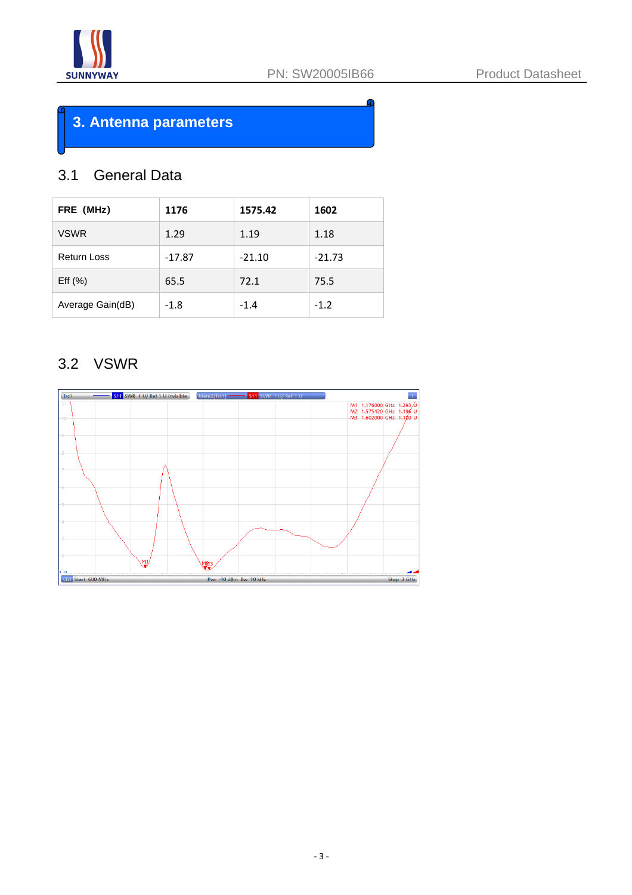# 3. Antenna parameters

## 3.1 General Data

| FRE（MHz） | 1176 | 1575.42 | 1602 |
|---|---|---|---|
| VSWR | 1.29 | 1.19 | 1.18 |
| Return Loss | -17.87 | -21.10 | -21.73 |
| Eff (%) | 65.5 | 72.1 | 75.5 |
| Average Gain(dB) | -1.8 | -1.4 | -1.2 |

## 3.2 VSWR

Trc1 S11 SWR 1 U/ Ref 1 U Invisible

Mem2[Trc1] S11 SWR 1 U/ Ref 1 U

M1 1.176000 GHz 1.293 U
M2 1.575420 GHz 1.196 U
M3 1.602000 GHz 1.180 U

M1

M2
M3

Ch1 Start 600 MHz

Pwr -10 dBm Bw 10 kHz

Stop 3 GHz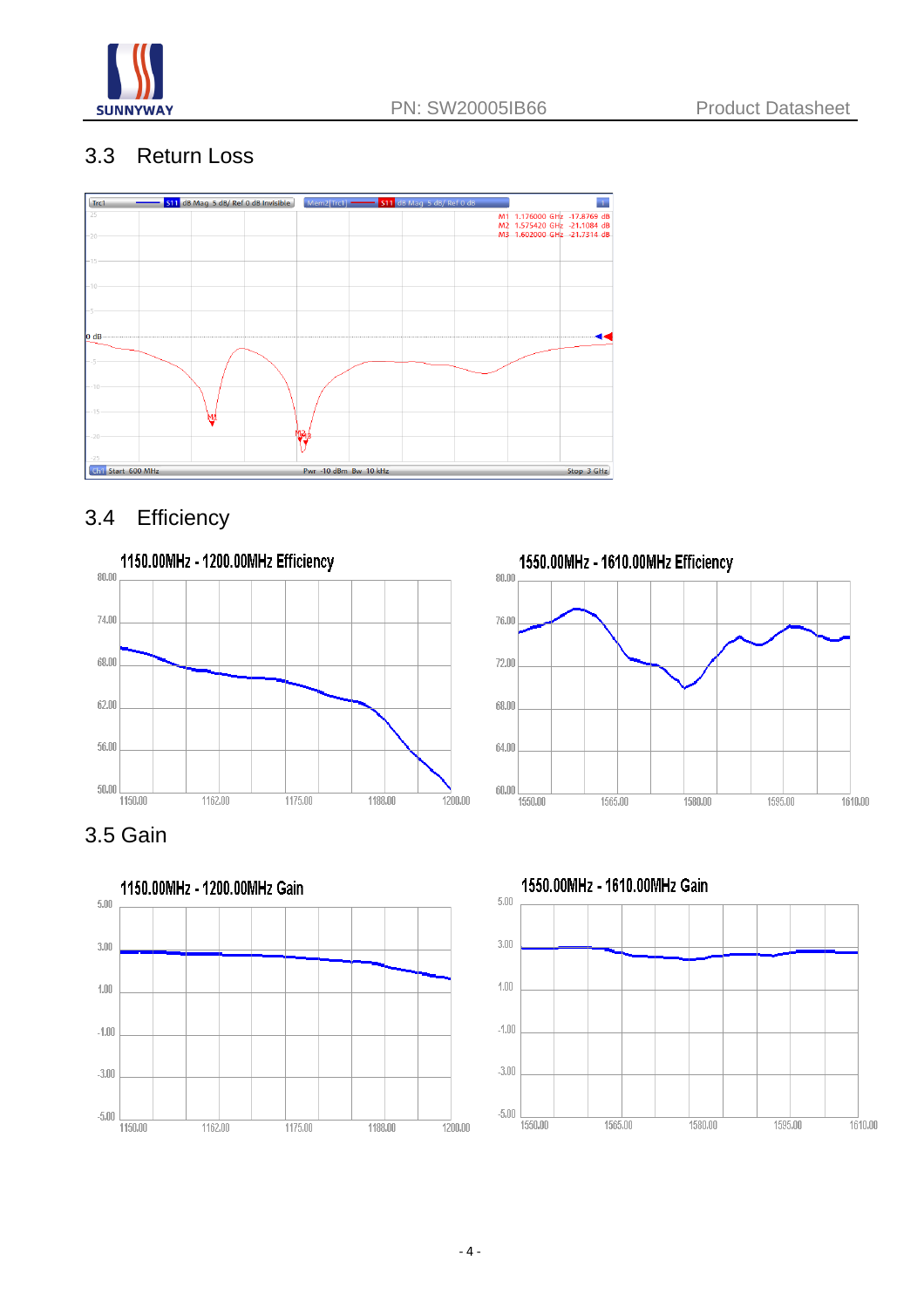## 3.3 Return Loss

Trc1 S11 dB Mag 5 dB/ Ref 0 dB Invisible

Mem2[Trc1] S11 dB Mag 5 dB/ Ref 0 dB

M1 1.176000 GHz -17.8769 dB
M2 1.575420 GHz -21.1084 dB
M3 1.602000 GHz -21.7314 dB

0 dB

M1

M2 M3

Ch1 Start 600 MHz

Pwr -10 dBm Bw 10 kHz

Stop 3 GHz

## 3.4 Efficiency

1150.00MHz - 1200.00MHz Efficiency

80.00
74.00
68.00
62.00
56.00
50.00

1150.00 1162.00 1175.00 1188.00 1200.00

1550.00MHz - 1610.00MHz Efficiency

80.00
76.00
72.00
68.00
64.00
60.00

1550.00 1565.00 1580.00 1595.00 1610.00

## 3.5 Gain

1150.00MHz - 1200.00MHz Gain

5.00
3.00
1.00
-1.00
-3.00
-5.00

1150.00 1162.00 1175.00 1188.00 1200.00

1550.00MHz - 1610.00MHz Gain

5.00
3.00
1.00
-1.00
-3.00
-5.00

1550.00 1565.00 1580.00 1595.00 1610.00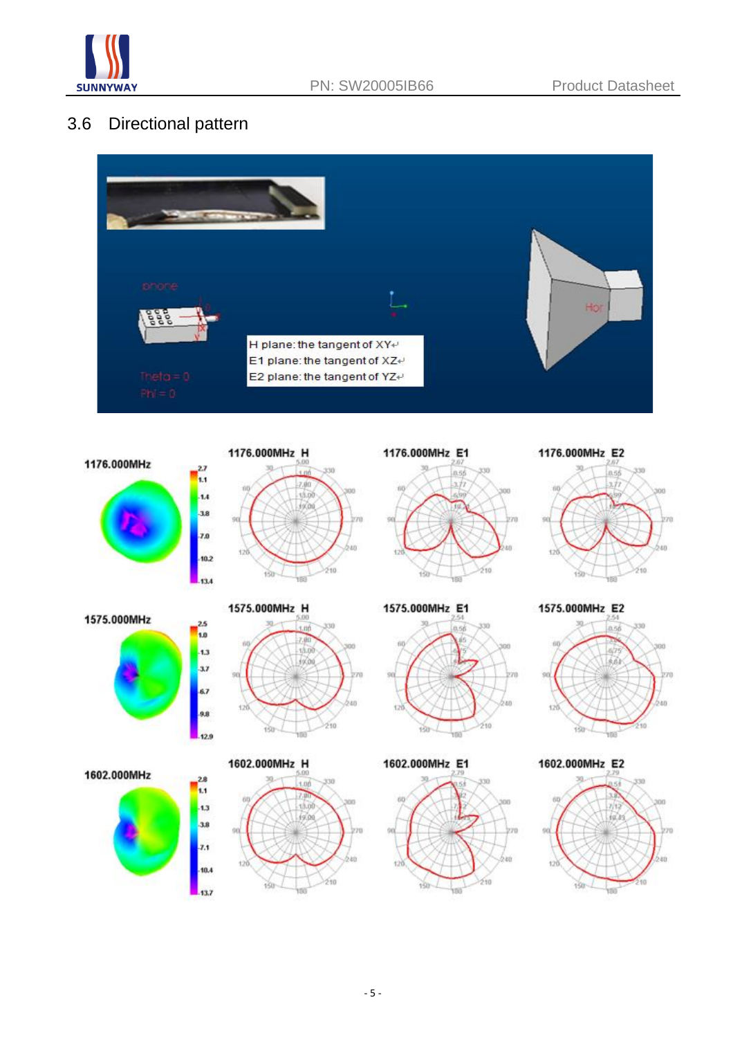## 3.6 Directional pattern

phone

Hor

H plane: the tangent of XY

E1 plane: the tangent of XZ

E2 plane: the tangent of YZ

Theta = 0

Phi = 0

1176.000MHz

2.7
1.1
-1.4
-3.8
-7.0
-10.2
-13.4

1176.000MHz H

1176.000MHz E1

1176.000MHz E2

1575.000MHz

2.5
1.0
-1.3
-3.7
-6.7
-9.8
-12.9

1575.000MHz H

1575.000MHz E1

1575.000MHz E2

1602.000MHz

2.8
1.1
-1.3
-3.8
-7.1
-10.4
-13.7

1602.000MHz H

1602.000MHz E1

1602.000MHz E2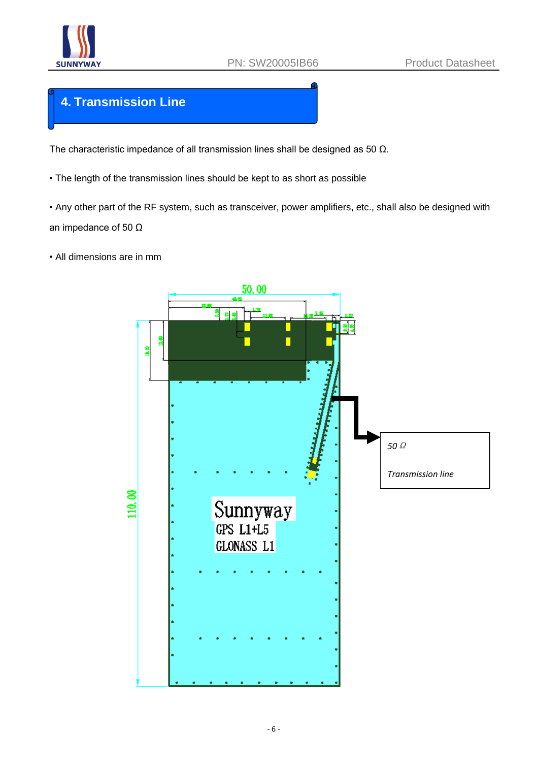# 4. Transmission Line

The characteristic impedance of all transmission lines shall be designed as 50 Ω.

• The length of the transmission lines should be kept to as short as possible

• Any other part of the RF system, such as transceiver, power amplifiers, etc., shall also be designed with an impedance of 50 Ω

• All dimensions are in mm

50.00

110.00

Sunnyway
GPS L1+L5
GLONASS L1

50 Ω

Transmission line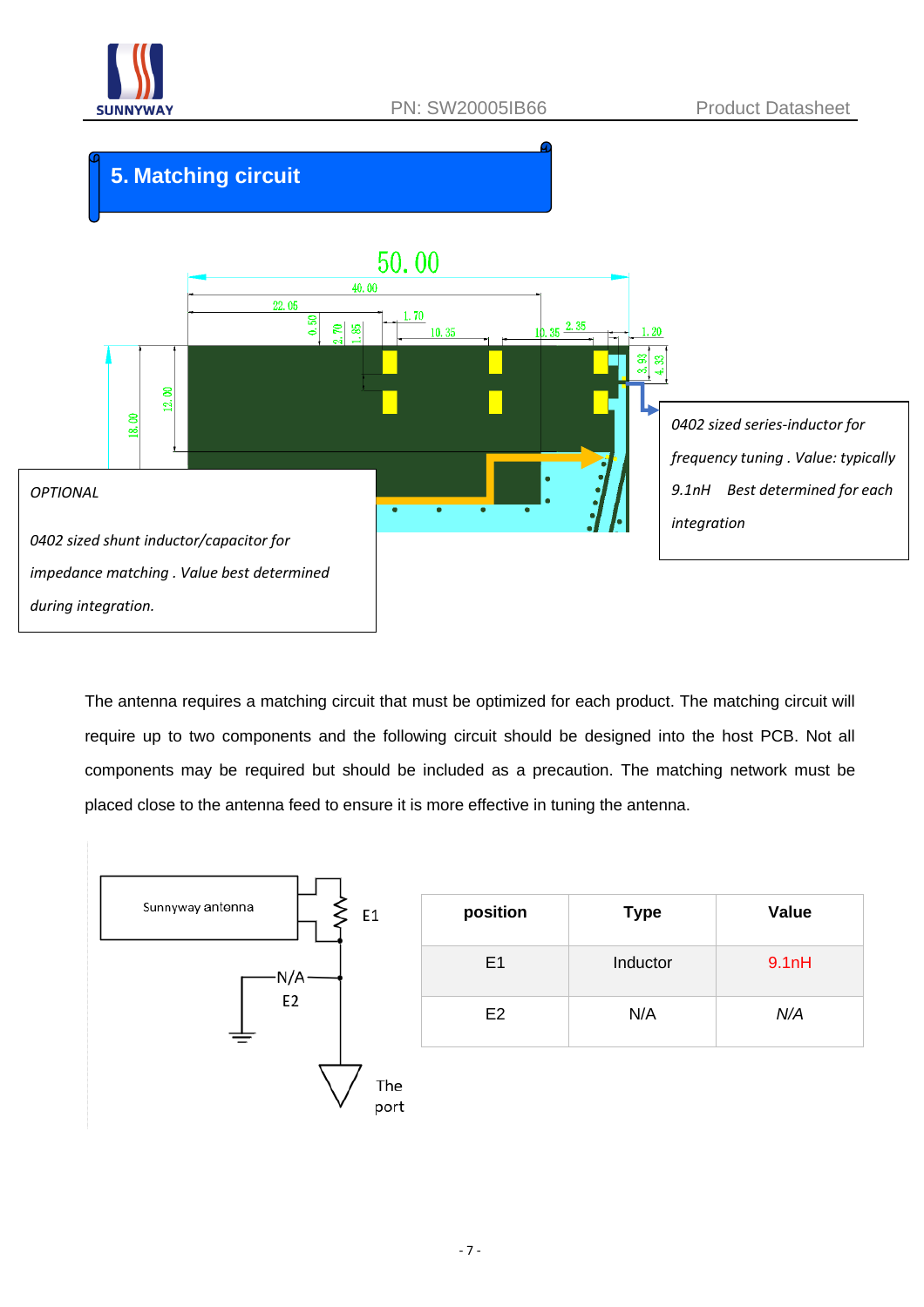## 5. Matching circuit

50.00

40.00

22.05

0.60

2.70

1.85

1.70

10.35

10.35

2.35

1.20

3.93

4.33

12.00

18.00

*0402 sized series-inductor for frequency tuning . Value: typically 9.1nH Best determined for each integration*

*OPTIONAL*

*0402 sized shunt inductor/capacitor for impedance matching . Value best determined during integration.*

The antenna requires a matching circuit that must be optimized for each product. The matching circuit will require up to two components and the following circuit should be designed into the host PCB. Not all components may be required but should be included as a precaution. The matching network must be placed close to the antenna feed to ensure it is more effective in tuning the antenna.

Sunnyway antenna

E1

N/A

E2

The port

| position | Type | Value |
|---|---|---|
| E1 | Inductor | 9.1nH |
| E2 | N/A | *N/A* |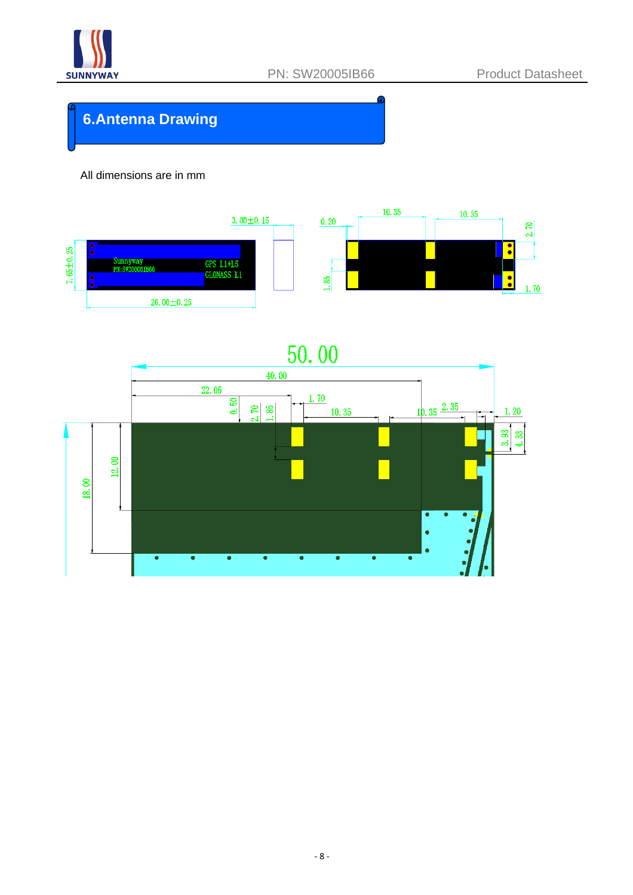## 6.Antenna Drawing

All dimensions are in mm

3.00±0.15

0.20

10.35

10.35

2.70

7.65±0.25

Sunnyway

PN:SW20005IB66

GPS L1+L5

GLONASS L1

1.85

1.70

26.00±0.25

50.00

40.00

22.05

0.50

2.70

1.85

1.70

10.35

10.35

2.35

1.20

3.93

4.33

12.00

18.00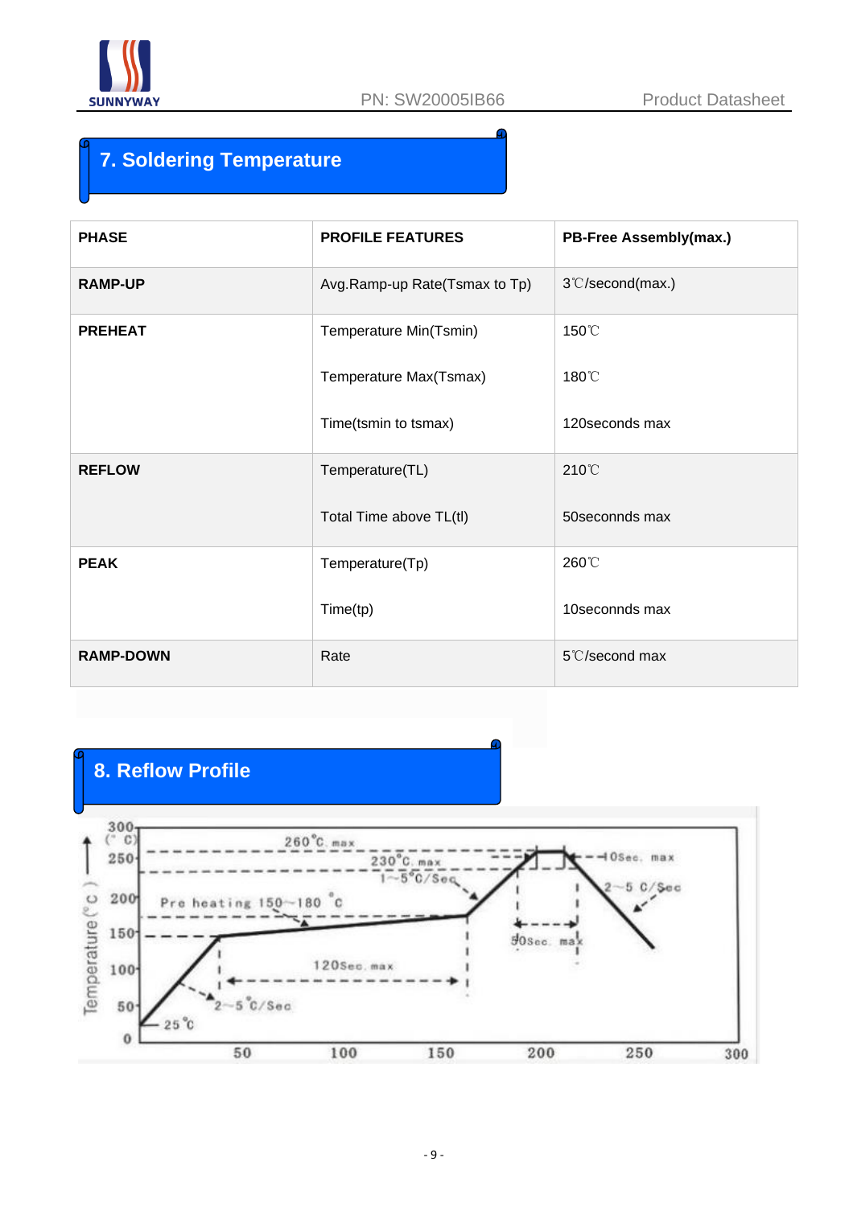## 7. Soldering Temperature

| PHASE | PROFILE FEATURES | PB-Free Assembly(max.) |
|---|---|---|
| RAMP-UP | Avg.Ramp-up Rate(Tsmax to Tp) | 3℃/second(max.) |
| PREHEAT | Temperature Min(Tsmin)<br>Temperature Max(Tsmax)<br>Time(tsmin to tsmax) | 150℃<br>180℃<br>120seconds max |
| REFLOW | Temperature(TL)<br>Total Time above TL(tl) | 210℃<br>50seconnds max |
| PEAK | Temperature(Tp)<br>Time(tp) | 260℃<br>10seconnds max |
| RAMP-DOWN | Rate | 5℃/second max |

## 8. Reflow Profile

Temperature(°C)
300 (° C)
250
200
150
100
50
0
260°C max
230°C max
1~5°C/Sec
10Sec. max
2~5 C/Sec
Pre heating 150~180 °C
50Sec. max
120Sec. max
2~5 °C/Sec
25 °C
50 100 150 200 250 300